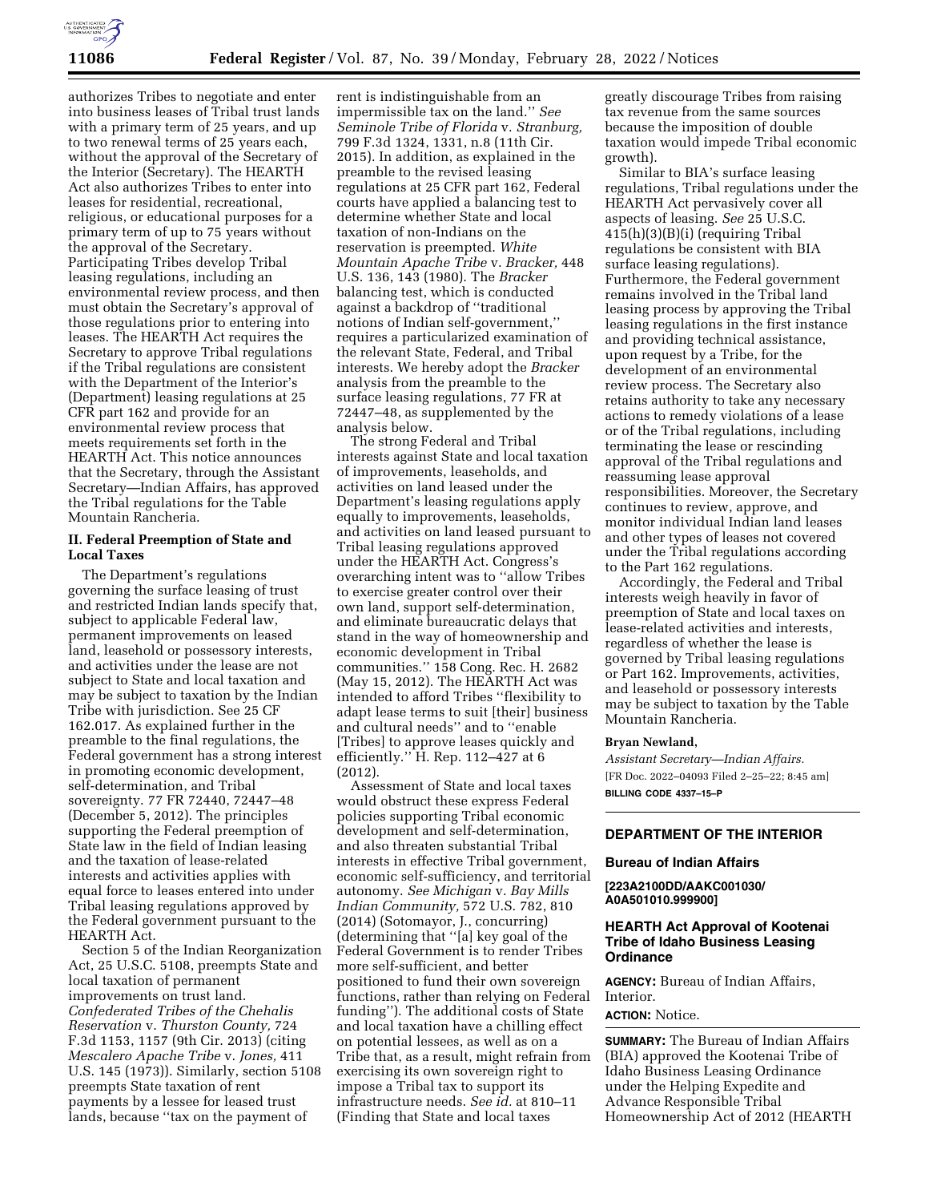authorizes Tribes to negotiate and enter into business leases of Tribal trust lands with a primary term of 25 years, and up to two renewal terms of 25 years each, without the approval of the Secretary of the Interior (Secretary). The HEARTH Act also authorizes Tribes to enter into leases for residential, recreational, religious, or educational purposes for a primary term of up to 75 years without the approval of the Secretary. Participating Tribes develop Tribal leasing regulations, including an environmental review process, and then must obtain the Secretary's approval of those regulations prior to entering into leases. The HEARTH Act requires the Secretary to approve Tribal regulations if the Tribal regulations are consistent with the Department of the Interior's (Department) leasing regulations at 25 CFR part 162 and provide for an environmental review process that meets requirements set forth in the HEARTH Act. This notice announces that the Secretary, through the Assistant Secretary—Indian Affairs, has approved the Tribal regulations for the Table Mountain Rancheria.

## II. Federal Preemption of State and Local Taxes

The Department's regulations governing the surface leasing of trust and restricted Indian lands specify that, subject to applicable Federal law, permanent improvements on leased land, leasehold or possessory interests, and activities under the lease are not subject to State and local taxation and may be subject to taxation by the Indian Tribe with jurisdiction. See 25 CF 162.017. As explained further in the preamble to the final regulations, the Federal government has a strong interest in promoting economic development, self-determination, and Tribal sovereignty. 77 FR 72440, 72447–48 (December 5, 2012). The principles supporting the Federal preemption of State law in the field of Indian leasing and the taxation of lease-related interests and activities applies with equal force to leases entered into under Tribal leasing regulations approved by the Federal government pursuant to the HEARTH Act.

Section 5 of the Indian Reorganization Act, 25 U.S.C. 5108, preempts State and local taxation of permanent improvements on trust land. *Confederated Tribes of the Chehalis Reservation* v. *Thurston County,* 724 F.3d 1153, 1157 (9th Cir. 2013) (citing *Mescalero Apache Tribe* v. *Jones,* 411 U.S. 145 (1973)). Similarly, section 5108 preempts State taxation of rent payments by a lessee for leased trust lands, because ''tax on the payment of rent is indistinguishable from an impermissible tax on the land.'' *See Seminole Tribe of Florida* v. *Stranburg,* 799 F.3d 1324, 1331, n.8 (11th Cir. 2015). In addition, as explained in the preamble to the revised leasing regulations at 25 CFR part 162, Federal courts have applied a balancing test to determine whether State and local taxation of non-Indians on the reservation is preempted. *White Mountain Apache Tribe* v. *Bracker,* 448 U.S. 136, 143 (1980). The *Bracker* balancing test, which is conducted against a backdrop of ''traditional notions of Indian self-government,'' requires a particularized examination of the relevant State, Federal, and Tribal interests. We hereby adopt the *Bracker* analysis from the preamble to the surface leasing regulations, 77 FR at 72447–48, as supplemented by the analysis below.

The strong Federal and Tribal interests against State and local taxation of improvements, leaseholds, and activities on land leased under the Department's leasing regulations apply equally to improvements, leaseholds, and activities on land leased pursuant to Tribal leasing regulations approved under the HEARTH Act. Congress's overarching intent was to ''allow Tribes to exercise greater control over their own land, support self-determination, and eliminate bureaucratic delays that stand in the way of homeownership and economic development in Tribal communities.'' 158 Cong. Rec. H. 2682 (May 15, 2012). The HEARTH Act was intended to afford Tribes ''flexibility to adapt lease terms to suit [their] business and cultural needs'' and to ''enable [Tribes] to approve leases quickly and efficiently.'' H. Rep. 112–427 at 6 (2012).

Assessment of State and local taxes would obstruct these express Federal policies supporting Tribal economic development and self-determination, and also threaten substantial Tribal interests in effective Tribal government, economic self-sufficiency, and territorial autonomy. *See Michigan* v. *Bay Mills Indian Community,* 572 U.S. 782, 810 (2014) (Sotomayor, J., concurring) (determining that ''[a] key goal of the Federal Government is to render Tribes more self-sufficient, and better positioned to fund their own sovereign functions, rather than relying on Federal funding''). The additional costs of State and local taxation have a chilling effect on potential lessees, as well as on a Tribe that, as a result, might refrain from exercising its own sovereign right to impose a Tribal tax to support its infrastructure needs. *See id.* at 810–11 (Finding that State and local taxes greatly discourage Tribes from raising tax revenue from the same sources because the imposition of double taxation would impede Tribal economic growth).

Similar to BIA's surface leasing regulations, Tribal regulations under the HEARTH Act pervasively cover all aspects of leasing. *See* 25 U.S.C. 415(h)(3)(B)(i) (requiring Tribal regulations be consistent with BIA surface leasing regulations). Furthermore, the Federal government remains involved in the Tribal land leasing process by approving the Tribal leasing regulations in the first instance and providing technical assistance, upon request by a Tribe, for the development of an environmental review process. The Secretary also retains authority to take any necessary actions to remedy violations of a lease or of the Tribal regulations, including terminating the lease or rescinding approval of the Tribal regulations and reassuming lease approval responsibilities. Moreover, the Secretary continues to review, approve, and monitor individual Indian land leases and other types of leases not covered under the Tribal regulations according to the Part 162 regulations.

Accordingly, the Federal and Tribal interests weigh heavily in favor of preemption of State and local taxes on lease-related activities and interests, regardless of whether the lease is governed by Tribal leasing regulations or Part 162. Improvements, activities, and leasehold or possessory interests may be subject to taxation by the Table Mountain Rancheria.

**Bryan Newland,**

*Assistant Secretary—Indian Affairs.*

[FR Doc. 2022–04093 Filed 2–25–22; 8:45 am]

**BILLING CODE 4337–15–P**

---

## DEPARTMENT OF THE INTERIOR

### Bureau of Indian Affairs

**[223A2100DD/AAKC001030/A0A501010.999900]**

### HEARTH Act Approval of Kootenai Tribe of Idaho Business Leasing Ordinance

**AGENCY:** Bureau of Indian Affairs, Interior.

**ACTION:** Notice.

**SUMMARY:** The Bureau of Indian Affairs (BIA) approved the Kootenai Tribe of Idaho Business Leasing Ordinance under the Helping Expedite and Advance Responsible Tribal Homeownership Act of 2012 (HEARTH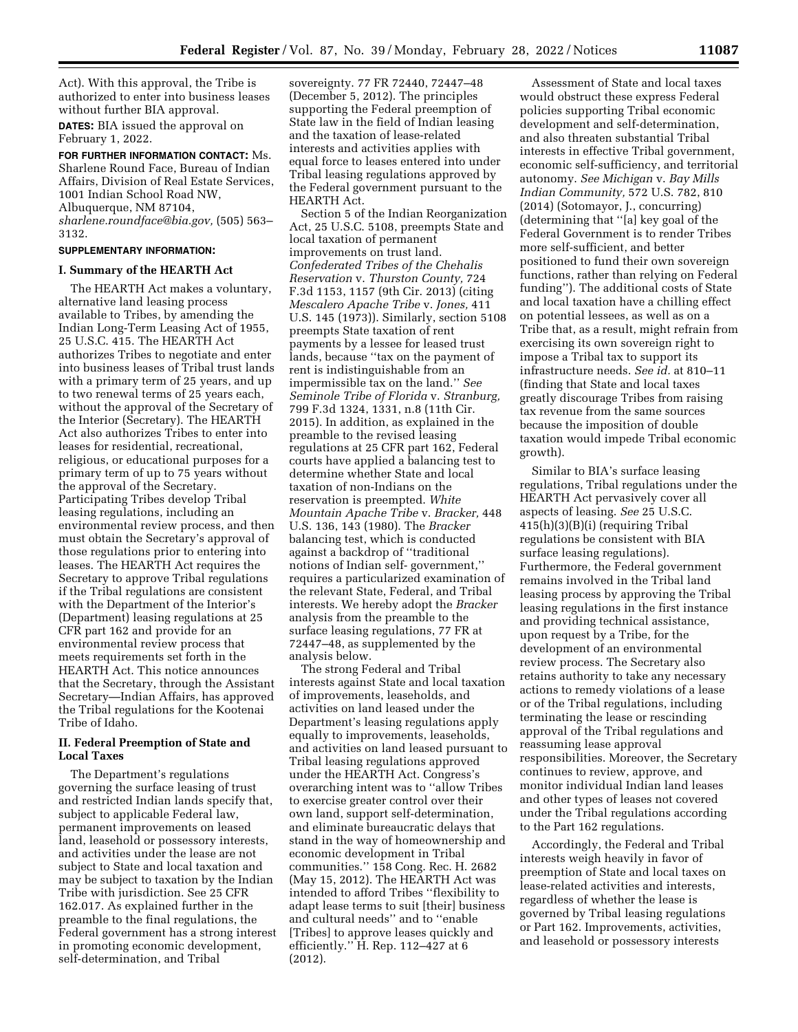Act). With this approval, the Tribe is authorized to enter into business leases without further BIA approval.

**DATES:** BIA issued the approval on February 1, 2022.

**FOR FURTHER INFORMATION CONTACT:** Ms. Sharlene Round Face, Bureau of Indian Affairs, Division of Real Estate Services, 1001 Indian School Road NW, Albuquerque, NM 87104, *sharlene.roundface@bia.gov,* (505) 563–3132.

**SUPPLEMENTARY INFORMATION:**

## I. Summary of the HEARTH Act

The HEARTH Act makes a voluntary, alternative land leasing process available to Tribes, by amending the Indian Long-Term Leasing Act of 1955, 25 U.S.C. 415. The HEARTH Act authorizes Tribes to negotiate and enter into business leases of Tribal trust lands with a primary term of 25 years, and up to two renewal terms of 25 years each, without the approval of the Secretary of the Interior (Secretary). The HEARTH Act also authorizes Tribes to enter into leases for residential, recreational, religious, or educational purposes for a primary term of up to 75 years without the approval of the Secretary. Participating Tribes develop Tribal leasing regulations, including an environmental review process, and then must obtain the Secretary's approval of those regulations prior to entering into leases. The HEARTH Act requires the Secretary to approve Tribal regulations if the Tribal regulations are consistent with the Department of the Interior's (Department) leasing regulations at 25 CFR part 162 and provide for an environmental review process that meets requirements set forth in the HEARTH Act. This notice announces that the Secretary, through the Assistant Secretary—Indian Affairs, has approved the Tribal regulations for the Kootenai Tribe of Idaho.

## II. Federal Preemption of State and Local Taxes

The Department's regulations governing the surface leasing of trust and restricted Indian lands specify that, subject to applicable Federal law, permanent improvements on leased land, leasehold or possessory interests, and activities under the lease are not subject to State and local taxation and may be subject to taxation by the Indian Tribe with jurisdiction. See 25 CFR 162.017. As explained further in the preamble to the final regulations, the Federal government has a strong interest in promoting economic development, self-determination, and Tribal sovereignty. 77 FR 72440, 72447–48 (December 5, 2012). The principles supporting the Federal preemption of State law in the field of Indian leasing and the taxation of lease-related interests and activities applies with equal force to leases entered into under Tribal leasing regulations approved by the Federal government pursuant to the HEARTH Act.

Section 5 of the Indian Reorganization Act, 25 U.S.C. 5108, preempts State and local taxation of permanent improvements on trust land. *Confederated Tribes of the Chehalis Reservation* v. *Thurston County,* 724 F.3d 1153, 1157 (9th Cir. 2013) (citing *Mescalero Apache Tribe* v. *Jones,* 411 U.S. 145 (1973)). Similarly, section 5108 preempts State taxation of rent payments by a lessee for leased trust lands, because "tax on the payment of rent is indistinguishable from an impermissible tax on the land." *See Seminole Tribe of Florida* v. *Stranburg,* 799 F.3d 1324, 1331, n.8 (11th Cir. 2015). In addition, as explained in the preamble to the revised leasing regulations at 25 CFR part 162, Federal courts have applied a balancing test to determine whether State and local taxation of non-Indians on the reservation is preempted. *White Mountain Apache Tribe* v. *Bracker,* 448 U.S. 136, 143 (1980). The *Bracker* balancing test, which is conducted against a backdrop of "traditional notions of Indian self- government," requires a particularized examination of the relevant State, Federal, and Tribal interests. We hereby adopt the *Bracker* analysis from the preamble to the surface leasing regulations, 77 FR at 72447–48, as supplemented by the analysis below.

The strong Federal and Tribal interests against State and local taxation of improvements, leaseholds, and activities on land leased under the Department's leasing regulations apply equally to improvements, leaseholds, and activities on land leased pursuant to Tribal leasing regulations approved under the HEARTH Act. Congress's overarching intent was to "allow Tribes to exercise greater control over their own land, support self-determination, and eliminate bureaucratic delays that stand in the way of homeownership and economic development in Tribal communities." 158 Cong. Rec. H. 2682 (May 15, 2012). The HEARTH Act was intended to afford Tribes "flexibility to adapt lease terms to suit [their] business and cultural needs" and to "enable [Tribes] to approve leases quickly and efficiently." H. Rep. 112–427 at 6 (2012).

Assessment of State and local taxes would obstruct these express Federal policies supporting Tribal economic development and self-determination, and also threaten substantial Tribal interests in effective Tribal government, economic self-sufficiency, and territorial autonomy. *See Michigan* v. *Bay Mills Indian Community,* 572 U.S. 782, 810 (2014) (Sotomayor, J., concurring) (determining that "[a] key goal of the Federal Government is to render Tribes more self-sufficient, and better positioned to fund their own sovereign functions, rather than relying on Federal funding"). The additional costs of State and local taxation have a chilling effect on potential lessees, as well as on a Tribe that, as a result, might refrain from exercising its own sovereign right to impose a Tribal tax to support its infrastructure needs. *See id.* at 810–11 (finding that State and local taxes greatly discourage Tribes from raising tax revenue from the same sources because the imposition of double taxation would impede Tribal economic growth).

Similar to BIA's surface leasing regulations, Tribal regulations under the HEARTH Act pervasively cover all aspects of leasing. *See* 25 U.S.C. 415(h)(3)(B)(i) (requiring Tribal regulations be consistent with BIA surface leasing regulations). Furthermore, the Federal government remains involved in the Tribal land leasing process by approving the Tribal leasing regulations in the first instance and providing technical assistance, upon request by a Tribe, for the development of an environmental review process. The Secretary also retains authority to take any necessary actions to remedy violations of a lease or of the Tribal regulations, including terminating the lease or rescinding approval of the Tribal regulations and reassuming lease approval responsibilities. Moreover, the Secretary continues to review, approve, and monitor individual Indian land leases and other types of leases not covered under the Tribal regulations according to the Part 162 regulations.

Accordingly, the Federal and Tribal interests weigh heavily in favor of preemption of State and local taxes on lease-related activities and interests, regardless of whether the lease is governed by Tribal leasing regulations or Part 162. Improvements, activities, and leasehold or possessory interests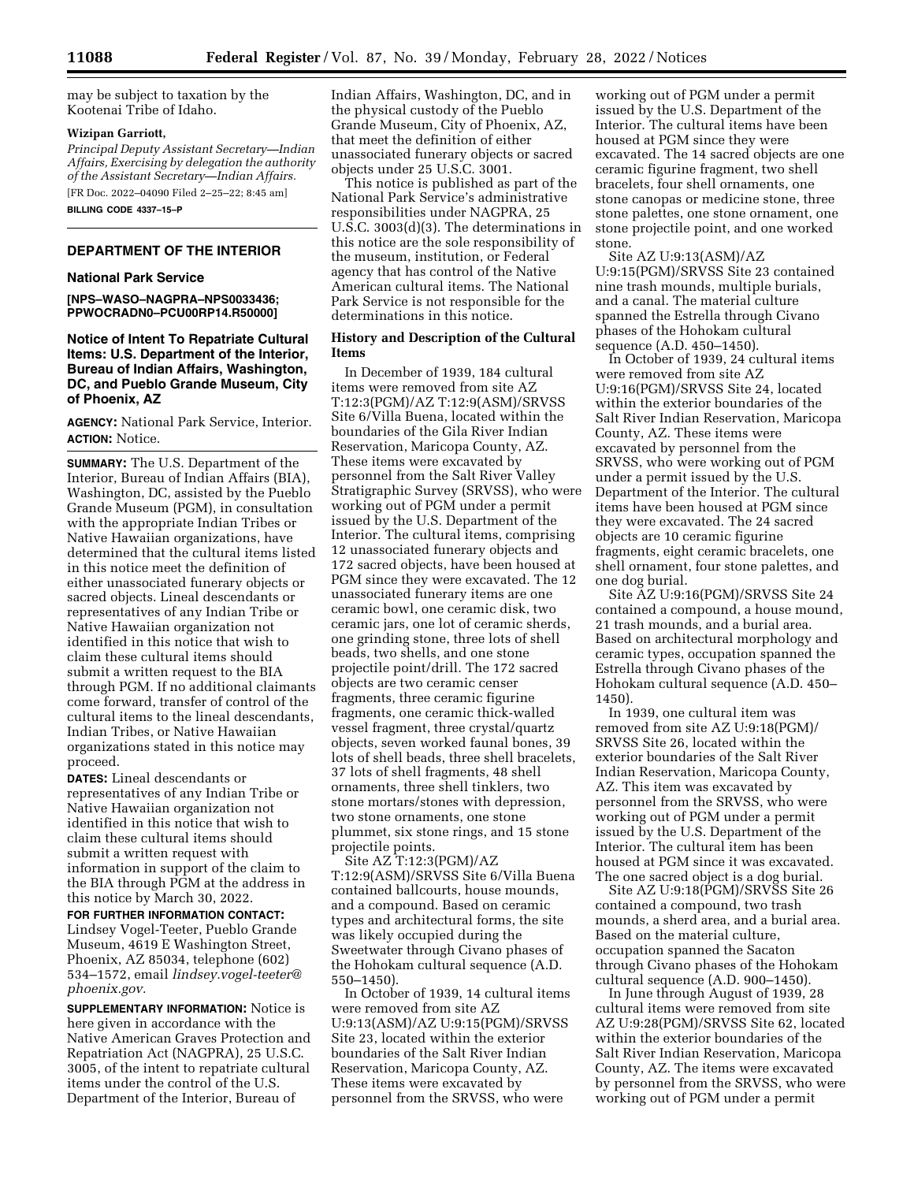may be subject to taxation by the Kootenai Tribe of Idaho.

**Wizipan Garriott,**

*Principal Deputy Assistant Secretary—Indian Affairs, Exercising by delegation the authority of the Assistant Secretary—Indian Affairs.*

[FR Doc. 2022–04090 Filed 2–25–22; 8:45 am]

**BILLING CODE 4337–15–P**

## DEPARTMENT OF THE INTERIOR

### National Park Service

**[NPS–WASO–NAGPRA–NPS0033436; PPWOCRADN0–PCU00RP14.R50000]**

### Notice of Intent To Repatriate Cultural Items: U.S. Department of the Interior, Bureau of Indian Affairs, Washington, DC, and Pueblo Grande Museum, City of Phoenix, AZ

**AGENCY:** National Park Service, Interior.

**ACTION:** Notice.

**SUMMARY:** The U.S. Department of the Interior, Bureau of Indian Affairs (BIA), Washington, DC, assisted by the Pueblo Grande Museum (PGM), in consultation with the appropriate Indian Tribes or Native Hawaiian organizations, have determined that the cultural items listed in this notice meet the definition of either unassociated funerary objects or sacred objects. Lineal descendants or representatives of any Indian Tribe or Native Hawaiian organization not identified in this notice that wish to claim these cultural items should submit a written request to the BIA through PGM. If no additional claimants come forward, transfer of control of the cultural items to the lineal descendants, Indian Tribes, or Native Hawaiian organizations stated in this notice may proceed.

**DATES:** Lineal descendants or representatives of any Indian Tribe or Native Hawaiian organization not identified in this notice that wish to claim these cultural items should submit a written request with information in support of the claim to the BIA through PGM at the address in this notice by March 30, 2022.

**FOR FURTHER INFORMATION CONTACT:** Lindsey Vogel-Teeter, Pueblo Grande Museum, 4619 E Washington Street, Phoenix, AZ 85034, telephone (602) 534–1572, email *lindsey.vogel-teeter@phoenix.gov.*

**SUPPLEMENTARY INFORMATION:** Notice is here given in accordance with the Native American Graves Protection and Repatriation Act (NAGPRA), 25 U.S.C. 3005, of the intent to repatriate cultural items under the control of the U.S. Department of the Interior, Bureau of Indian Affairs, Washington, DC, and in the physical custody of the Pueblo Grande Museum, City of Phoenix, AZ, that meet the definition of either unassociated funerary objects or sacred objects under 25 U.S.C. 3001.

This notice is published as part of the National Park Service's administrative responsibilities under NAGPRA, 25 U.S.C. 3003(d)(3). The determinations in this notice are the sole responsibility of the museum, institution, or Federal agency that has control of the Native American cultural items. The National Park Service is not responsible for the determinations in this notice.

#### History and Description of the Cultural Items

In December of 1939, 184 cultural items were removed from site AZ T:12:3(PGM)/AZ T:12:9(ASM)/SRVSS Site 6/Villa Buena, located within the boundaries of the Gila River Indian Reservation, Maricopa County, AZ. These items were excavated by personnel from the Salt River Valley Stratigraphic Survey (SRVSS), who were working out of PGM under a permit issued by the U.S. Department of the Interior. The cultural items, comprising 12 unassociated funerary objects and 172 sacred objects, have been housed at PGM since they were excavated. The 12 unassociated funerary items are one ceramic bowl, one ceramic disk, two ceramic jars, one lot of ceramic sherds, one grinding stone, three lots of shell beads, two shells, and one stone projectile point/drill. The 172 sacred objects are two ceramic censer fragments, three ceramic figurine fragments, one ceramic thick-walled vessel fragment, three crystal/quartz objects, seven worked faunal bones, 39 lots of shell beads, three shell bracelets, 37 lots of shell fragments, 48 shell ornaments, three shell tinklers, two stone mortars/stones with depression, two stone ornaments, one stone plummet, six stone rings, and 15 stone projectile points.

Site AZ T:12:3(PGM)/AZ T:12:9(ASM)/SRVSS Site 6/Villa Buena contained ballcourts, house mounds, and a compound. Based on ceramic types and architectural forms, the site was likely occupied during the Sweetwater through Civano phases of the Hohokam cultural sequence (A.D. 550–1450).

In October of 1939, 14 cultural items were removed from site AZ U:9:13(ASM)/AZ U:9:15(PGM)/SRVSS Site 23, located within the exterior boundaries of the Salt River Indian Reservation, Maricopa County, AZ. These items were excavated by personnel from the SRVSS, who were working out of PGM under a permit issued by the U.S. Department of the Interior. The cultural items have been housed at PGM since they were excavated. The 14 sacred objects are one ceramic figurine fragment, two shell bracelets, four shell ornaments, one stone canopas or medicine stone, three stone palettes, one stone ornament, one stone projectile point, and one worked stone.

Site AZ U:9:13(ASM)/AZ U:9:15(PGM)/SRVSS Site 23 contained nine trash mounds, multiple burials, and a canal. The material culture spanned the Estrella through Civano phases of the Hohokam cultural sequence (A.D. 450–1450).

In October of 1939, 24 cultural items were removed from site AZ U:9:16(PGM)/SRVSS Site 24, located within the exterior boundaries of the Salt River Indian Reservation, Maricopa County, AZ. These items were excavated by personnel from the SRVSS, who were working out of PGM under a permit issued by the U.S. Department of the Interior. The cultural items have been housed at PGM since they were excavated. The 24 sacred objects are 10 ceramic figurine fragments, eight ceramic bracelets, one shell ornament, four stone palettes, and one dog burial.

Site AZ U:9:16(PGM)/SRVSS Site 24 contained a compound, a house mound, 21 trash mounds, and a burial area. Based on architectural morphology and ceramic types, occupation spanned the Estrella through Civano phases of the Hohokam cultural sequence (A.D. 450–1450).

In 1939, one cultural item was removed from site AZ U:9:18(PGM)/SRVSS Site 26, located within the exterior boundaries of the Salt River Indian Reservation, Maricopa County, AZ. This item was excavated by personnel from the SRVSS, who were working out of PGM under a permit issued by the U.S. Department of the Interior. The cultural item has been housed at PGM since it was excavated. The one sacred object is a dog burial.

Site AZ U:9:18(PGM)/SRVSS Site 26 contained a compound, two trash mounds, a sherd area, and a burial area. Based on the material culture, occupation spanned the Sacaton through Civano phases of the Hohokam cultural sequence (A.D. 900–1450).

In June through August of 1939, 28 cultural items were removed from site AZ U:9:28(PGM)/SRVSS Site 62, located within the exterior boundaries of the Salt River Indian Reservation, Maricopa County, AZ. The items were excavated by personnel from the SRVSS, who were working out of PGM under a permit